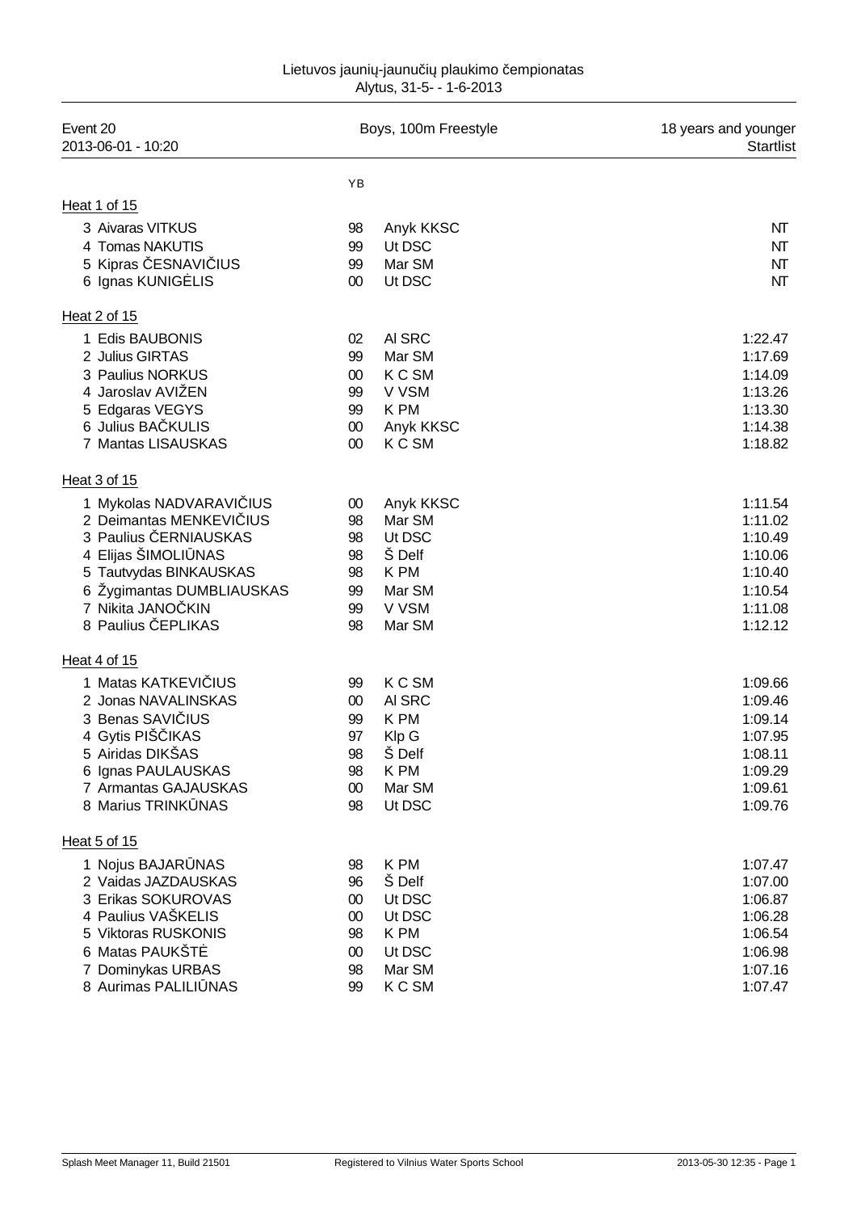Lietuvos jaunių-jaunučių plaukimo čempionatas
Alytus, 31-5- - 1-6-2013

| Event 20 | Boys, 100m Freestyle | 18 years and younger |
|---|---|---|
| 2013-06-01 - 10:20 | | Startlist |

**Heat 1 of 15**

| Lane | Name | YB | Club | Entry time |
|---|---|---|---|---|
| 3 | Aivaras VITKUS | 98 | Anyk KKSC | NT |
| 4 | Tomas NAKUTIS | 99 | Ut DSC | NT |
| 5 | Kipras ČESNAVIČIUS | 99 | Mar SM | NT |
| 6 | Ignas KUNIGĖLIS | 00 | Ut DSC | NT |

**Heat 2 of 15**

| Lane | Name | YB | Club | Entry time |
|---|---|---|---|---|
| 1 | Edis BAUBONIS | 02 | Al SRC | 1:22.47 |
| 2 | Julius GIRTAS | 99 | Mar SM | 1:17.69 |
| 3 | Paulius NORKUS | 00 | K C SM | 1:14.09 |
| 4 | Jaroslav AVIŽEN | 99 | V VSM | 1:13.26 |
| 5 | Edgaras VEGYS | 99 | K PM | 1:13.30 |
| 6 | Julius BAČKULIS | 00 | Anyk KKSC | 1:14.38 |
| 7 | Mantas LISAUSKAS | 00 | K C SM | 1:18.82 |

**Heat 3 of 15**

| Lane | Name | YB | Club | Entry time |
|---|---|---|---|---|
| 1 | Mykolas NADVARAVIČIUS | 00 | Anyk KKSC | 1:11.54 |
| 2 | Deimantas MENKEVIČIUS | 98 | Mar SM | 1:11.02 |
| 3 | Paulius ČERNIAUSKAS | 98 | Ut DSC | 1:10.49 |
| 4 | Elijas ŠIMOLIŪNAS | 98 | Š Delf | 1:10.06 |
| 5 | Tautvydas BINKAUSKAS | 98 | K PM | 1:10.40 |
| 6 | Žygimantas DUMBLIAUSKAS | 99 | Mar SM | 1:10.54 |
| 7 | Nikita JANOČKIN | 99 | V VSM | 1:11.08 |
| 8 | Paulius ČEPLIKAS | 98 | Mar SM | 1:12.12 |

**Heat 4 of 15**

| Lane | Name | YB | Club | Entry time |
|---|---|---|---|---|
| 1 | Matas KATKEVIČIUS | 99 | K C SM | 1:09.66 |
| 2 | Jonas NAVALINSKAS | 00 | Al SRC | 1:09.46 |
| 3 | Benas SAVIČIUS | 99 | K PM | 1:09.14 |
| 4 | Gytis PIŠČIKAS | 97 | Klp G | 1:07.95 |
| 5 | Airidas DIKŠAS | 98 | Š Delf | 1:08.11 |
| 6 | Ignas PAULAUSKAS | 98 | K PM | 1:09.29 |
| 7 | Armantas GAJAUSKAS | 00 | Mar SM | 1:09.61 |
| 8 | Marius TRINKŪNAS | 98 | Ut DSC | 1:09.76 |

**Heat 5 of 15**

| Lane | Name | YB | Club | Entry time |
|---|---|---|---|---|
| 1 | Nojus BAJARŪNAS | 98 | K PM | 1:07.47 |
| 2 | Vaidas JAZDAUSKAS | 96 | Š Delf | 1:07.00 |
| 3 | Erikas SOKUROVAS | 00 | Ut DSC | 1:06.87 |
| 4 | Paulius VAŠKELIS | 00 | Ut DSC | 1:06.28 |
| 5 | Viktoras RUSKONIS | 98 | K PM | 1:06.54 |
| 6 | Matas PAUKŠTĖ | 00 | Ut DSC | 1:06.98 |
| 7 | Dominykas URBAS | 98 | Mar SM | 1:07.16 |
| 8 | Aurimas PALILIŪNAS | 99 | K C SM | 1:07.47 |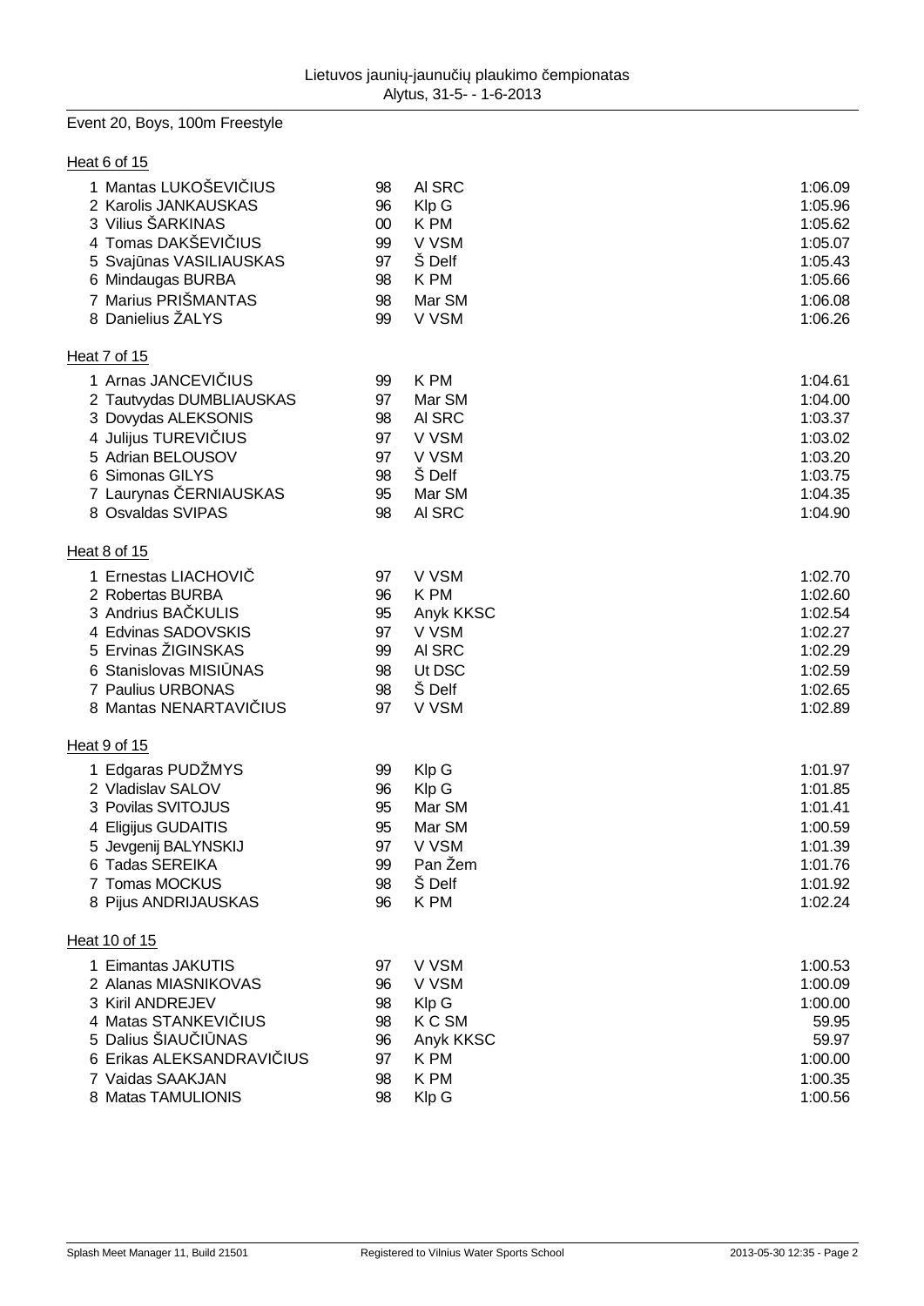Lietuvos jaunių-jaunučių plaukimo čempionatas
Alytus, 31-5- - 1-6-2013

## Event 20, Boys, 100m Freestyle

### Heat 6 of 15

| Lane | Name | YB | Club | Time |
|---|---|---|---|---|
| 1 | Mantas LUKOŠEVIČIUS | 98 | Al SRC | 1:06.09 |
| 2 | Karolis JANKAUSKAS | 96 | Klp G | 1:05.96 |
| 3 | Vilius ŠARKINAS | 00 | K PM | 1:05.62 |
| 4 | Tomas DAKŠEVIČIUS | 99 | V VSM | 1:05.07 |
| 5 | Svajūnas VASILIAUSKAS | 97 | Š Delf | 1:05.43 |
| 6 | Mindaugas BURBA | 98 | K PM | 1:05.66 |
| 7 | Marius PRIŠMANTAS | 98 | Mar SM | 1:06.08 |
| 8 | Danielius ŽALYS | 99 | V VSM | 1:06.26 |

### Heat 7 of 15

| Lane | Name | YB | Club | Time |
|---|---|---|---|---|
| 1 | Arnas JANCEVIČIUS | 99 | K PM | 1:04.61 |
| 2 | Tautvydas DUMBLIAUSKAS | 97 | Mar SM | 1:04.00 |
| 3 | Dovydas ALEKSONIS | 98 | Al SRC | 1:03.37 |
| 4 | Julijus TUREVIČIUS | 97 | V VSM | 1:03.02 |
| 5 | Adrian BELOUSOV | 97 | V VSM | 1:03.20 |
| 6 | Simonas GILYS | 98 | Š Delf | 1:03.75 |
| 7 | Laurynas ČERNIAUSKAS | 95 | Mar SM | 1:04.35 |
| 8 | Osvaldas SVIPAS | 98 | Al SRC | 1:04.90 |

### Heat 8 of 15

| Lane | Name | YB | Club | Time |
|---|---|---|---|---|
| 1 | Ernestas LIACHOVIČ | 97 | V VSM | 1:02.70 |
| 2 | Robertas BURBA | 96 | K PM | 1:02.60 |
| 3 | Andrius BAČKULIS | 95 | Anyk KKSC | 1:02.54 |
| 4 | Edvinas SADOVSKIS | 97 | V VSM | 1:02.27 |
| 5 | Ervinas ŽIGINSKAS | 99 | Al SRC | 1:02.29 |
| 6 | Stanislovas MISIŪNAS | 98 | Ut DSC | 1:02.59 |
| 7 | Paulius URBONAS | 98 | Š Delf | 1:02.65 |
| 8 | Mantas NENARTAVIČIUS | 97 | V VSM | 1:02.89 |

### Heat 9 of 15

| Lane | Name | YB | Club | Time |
|---|---|---|---|---|
| 1 | Edgaras PUDŽMYS | 99 | Klp G | 1:01.97 |
| 2 | Vladislav SALOV | 96 | Klp G | 1:01.85 |
| 3 | Povilas SVITOJUS | 95 | Mar SM | 1:01.41 |
| 4 | Eligijus GUDAITIS | 95 | Mar SM | 1:00.59 |
| 5 | Jevgenij BALYNSKIJ | 97 | V VSM | 1:01.39 |
| 6 | Tadas SEREIKA | 99 | Pan Žem | 1:01.76 |
| 7 | Tomas MOCKUS | 98 | Š Delf | 1:01.92 |
| 8 | Pijus ANDRIJAUSKAS | 96 | K PM | 1:02.24 |

### Heat 10 of 15

| Lane | Name | YB | Club | Time |
|---|---|---|---|---|
| 1 | Eimantas JAKUTIS | 97 | V VSM | 1:00.53 |
| 2 | Alanas MIASNIKOVAS | 96 | V VSM | 1:00.09 |
| 3 | Kiril ANDREJEV | 98 | Klp G | 1:00.00 |
| 4 | Matas STANKEVIČIUS | 98 | K C SM | 59.95 |
| 5 | Dalius ŠIAUČIŪNAS | 96 | Anyk KKSC | 59.97 |
| 6 | Erikas ALEKSANDRAVIČIUS | 97 | K PM | 1:00.00 |
| 7 | Vaidas SAAKJAN | 98 | K PM | 1:00.35 |
| 8 | Matas TAMULIONIS | 98 | Klp G | 1:00.56 |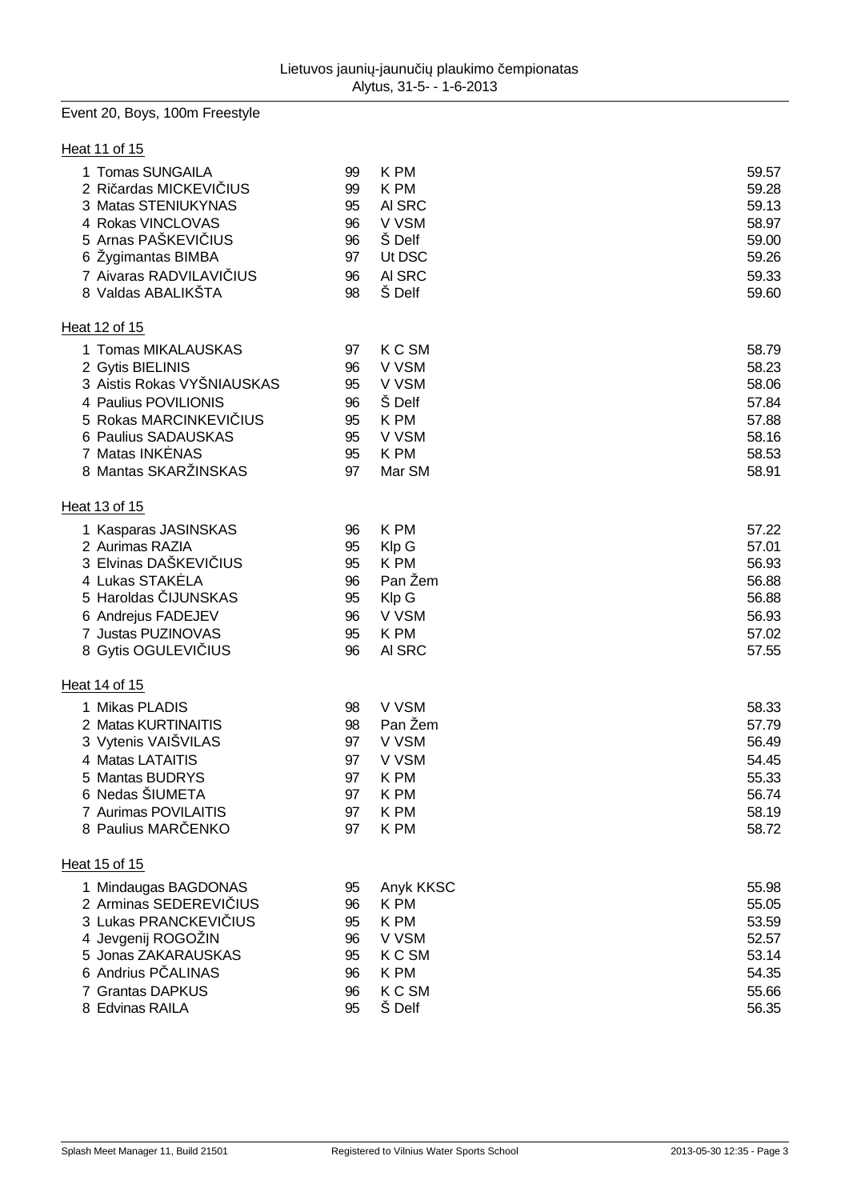Lietuvos jaunių-jaunučių plaukimo čempionatas
Alytus, 31-5- - 1-6-2013

## Event 20, Boys, 100m Freestyle

### Heat 11 of 15

| | | | | |
|---|---|---|---|---|
| 1 | Tomas SUNGAILA | 99 | K PM | 59.57 |
| 2 | Ričardas MICKEVIČIUS | 99 | K PM | 59.28 |
| 3 | Matas STENIUKYNAS | 95 | Al SRC | 59.13 |
| 4 | Rokas VINCLOVAS | 96 | V VSM | 58.97 |
| 5 | Arnas PAŠKEVIČIUS | 96 | Š Delf | 59.00 |
| 6 | Žygimantas BIMBA | 97 | Ut DSC | 59.26 |
| 7 | Aivaras RADVILAVIČIUS | 96 | Al SRC | 59.33 |
| 8 | Valdas ABALIKŠTA | 98 | Š Delf | 59.60 |

### Heat 12 of 15

| | | | | |
|---|---|---|---|---|
| 1 | Tomas MIKALAUSKAS | 97 | K C SM | 58.79 |
| 2 | Gytis BIELINIS | 96 | V VSM | 58.23 |
| 3 | Aistis Rokas VYŠNIAUSKAS | 95 | V VSM | 58.06 |
| 4 | Paulius POVILIONIS | 96 | Š Delf | 57.84 |
| 5 | Rokas MARCINKEVIČIUS | 95 | K PM | 57.88 |
| 6 | Paulius SADAUSKAS | 95 | V VSM | 58.16 |
| 7 | Matas INKĖNAS | 95 | K PM | 58.53 |
| 8 | Mantas SKARŽINSKAS | 97 | Mar SM | 58.91 |

### Heat 13 of 15

| | | | | |
|---|---|---|---|---|
| 1 | Kasparas JASINSKAS | 96 | K PM | 57.22 |
| 2 | Aurimas RAZIA | 95 | Klp G | 57.01 |
| 3 | Elvinas DAŠKEVIČIUS | 95 | K PM | 56.93 |
| 4 | Lukas STAKĖLA | 96 | Pan Žem | 56.88 |
| 5 | Haroldas ČIJUNSKAS | 95 | Klp G | 56.88 |
| 6 | Andrejus FADEJEV | 96 | V VSM | 56.93 |
| 7 | Justas PUZINOVAS | 95 | K PM | 57.02 |
| 8 | Gytis OGULEVIČIUS | 96 | Al SRC | 57.55 |

### Heat 14 of 15

| | | | | |
|---|---|---|---|---|
| 1 | Mikas PLADIS | 98 | V VSM | 58.33 |
| 2 | Matas KURTINAITIS | 98 | Pan Žem | 57.79 |
| 3 | Vytenis VAIŠVILAS | 97 | V VSM | 56.49 |
| 4 | Matas LATAITIS | 97 | V VSM | 54.45 |
| 5 | Mantas BUDRYS | 97 | K PM | 55.33 |
| 6 | Nedas ŠIUMETA | 97 | K PM | 56.74 |
| 7 | Aurimas POVILAITIS | 97 | K PM | 58.19 |
| 8 | Paulius MARČENKO | 97 | K PM | 58.72 |

### Heat 15 of 15

| | | | | |
|---|---|---|---|---|
| 1 | Mindaugas BAGDONAS | 95 | Anyk KKSC | 55.98 |
| 2 | Arminas SEDEREVIČIUS | 96 | K PM | 55.05 |
| 3 | Lukas PRANCKEVIČIUS | 95 | K PM | 53.59 |
| 4 | Jevgenij ROGOŽIN | 96 | V VSM | 52.57 |
| 5 | Jonas ZAKARAUSKAS | 95 | K C SM | 53.14 |
| 6 | Andrius PČALINAS | 96 | K PM | 54.35 |
| 7 | Grantas DAPKUS | 96 | K C SM | 55.66 |
| 8 | Edvinas RAILA | 95 | Š Delf | 56.35 |